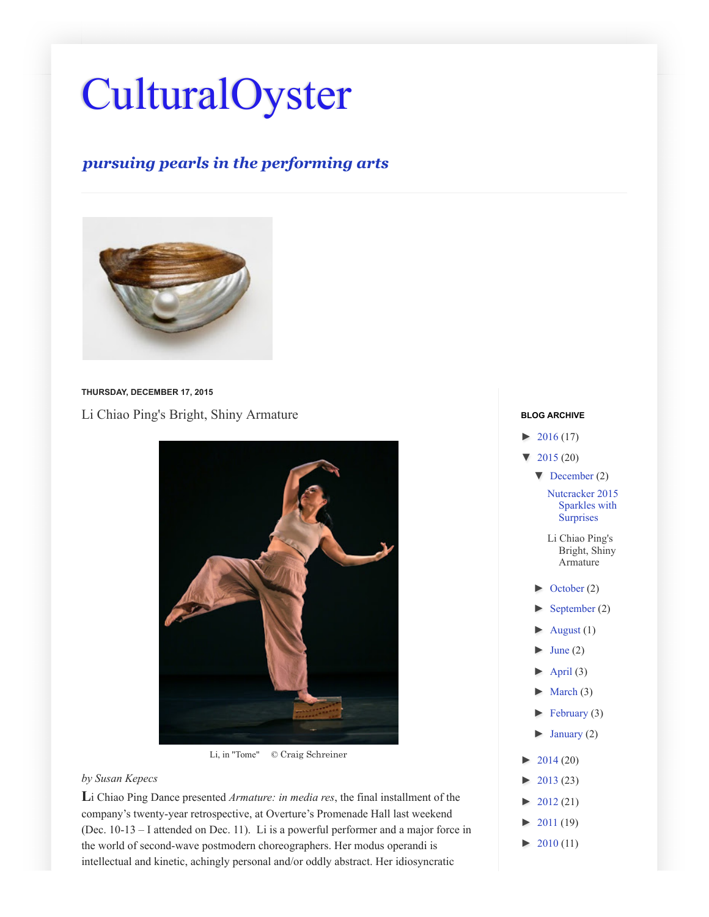# CulturalOyster

## *pursuing pearls in the performing arts*

**THURSDAY, DECEMBER 17, 2015**

### Li Chiao Ping's Bright, Shiny Armature

Li, in "Tome"     © Craig Schreiner

*by Susan Kepecs*

Li Chiao Ping Dance presented *Armature: in media res*, the final installment of the company's twenty-year retrospective, at Overture's Promenade Hall last weekend (Dec. 10-13 – I attended on Dec. 11). Li is a powerful performer and a major force in the world of second-wave postmodern choreographers. Her modus operandi is intellectual and kinetic, achingly personal and/or oddly abstract. Her idiosyncratic

**BLOG ARCHIVE**

- ► 2016 (17)
- ▼ 2015 (20)
  - ▼ December (2)
    - Nutcracker 2015 Sparkles with Surprises
    - Li Chiao Ping's Bright, Shiny Armature
  - ► October (2)
  - ► September (2)
  - ► August (1)
  - ► June (2)
  - ► April (3)
  - ► March (3)
  - ► February (3)
  - ► January (2)
- ► 2014 (20)
- ► 2013 (23)
- ► 2012 (21)
- ► 2011 (19)
- ► 2010 (11)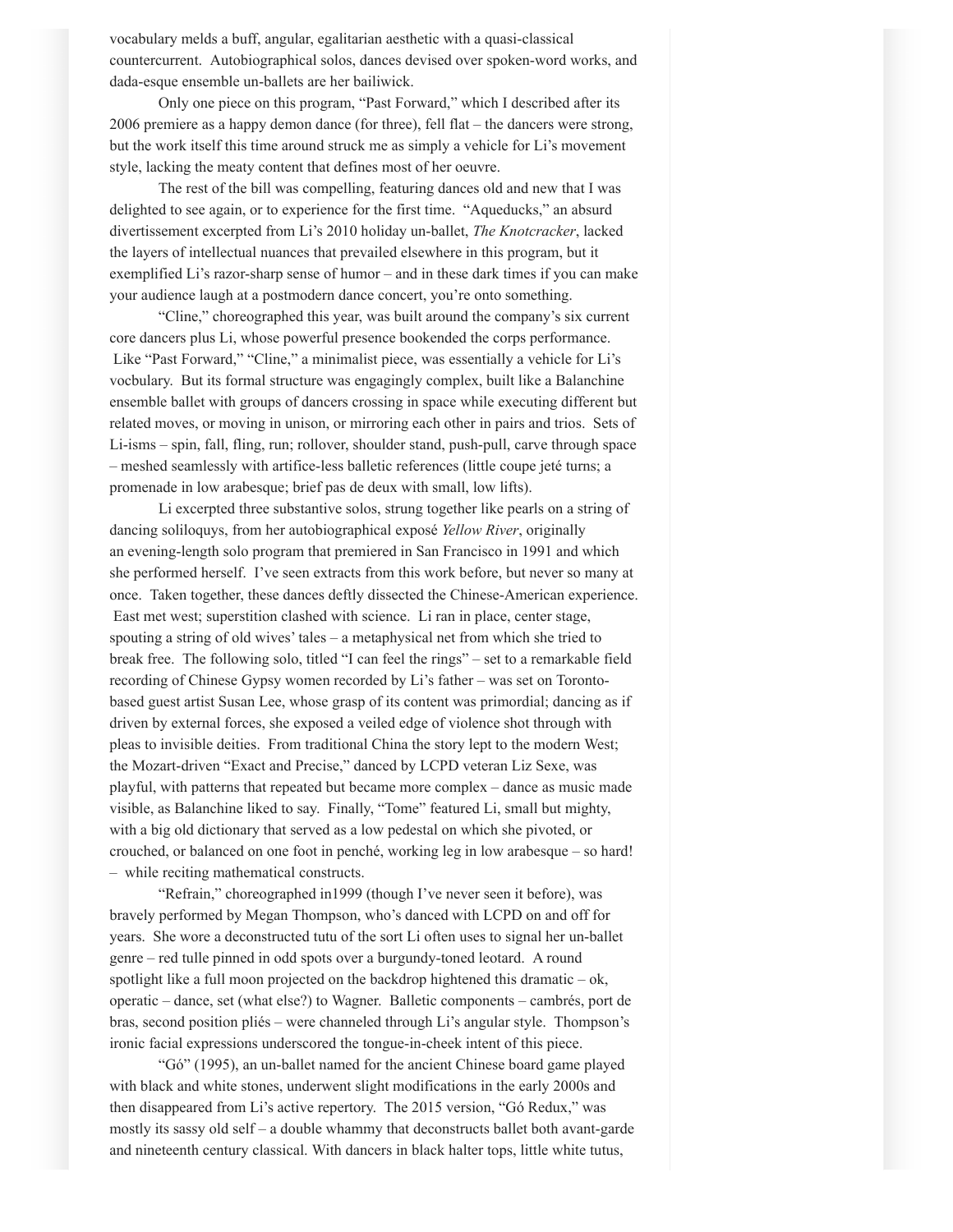vocabulary melds a buff, angular, egalitarian aesthetic with a quasi-classical countercurrent. Autobiographical solos, dances devised over spoken-word works, and dada-esque ensemble un-ballets are her bailiwick.

Only one piece on this program, "Past Forward," which I described after its 2006 premiere as a happy demon dance (for three), fell flat – the dancers were strong, but the work itself this time around struck me as simply a vehicle for Li's movement style, lacking the meaty content that defines most of her oeuvre.

The rest of the bill was compelling, featuring dances old and new that I was delighted to see again, or to experience for the first time. "Aqueducks," an absurd divertissement excerpted from Li's 2010 holiday un-ballet, *The Knotcracker*, lacked the layers of intellectual nuances that prevailed elsewhere in this program, but it exemplified Li's razor-sharp sense of humor – and in these dark times if you can make your audience laugh at a postmodern dance concert, you're onto something.

"Cline," choreographed this year, was built around the company's six current core dancers plus Li, whose powerful presence bookended the corps performance. Like "Past Forward," "Cline," a minimalist piece, was essentially a vehicle for Li's vocbulary. But its formal structure was engagingly complex, built like a Balanchine ensemble ballet with groups of dancers crossing in space while executing different but related moves, or moving in unison, or mirroring each other in pairs and trios. Sets of Li-isms – spin, fall, fling, run; rollover, shoulder stand, push-pull, carve through space – meshed seamlessly with artifice-less balletic references (little coupe jeté turns; a promenade in low arabesque; brief pas de deux with small, low lifts).

Li excerpted three substantive solos, strung together like pearls on a string of dancing soliloquys, from her autobiographical exposé *Yellow River*, originally an evening-length solo program that premiered in San Francisco in 1991 and which she performed herself. I've seen extracts from this work before, but never so many at once. Taken together, these dances deftly dissected the Chinese-American experience. East met west; superstition clashed with science. Li ran in place, center stage, spouting a string of old wives' tales – a metaphysical net from which she tried to break free. The following solo, titled "I can feel the rings" – set to a remarkable field recording of Chinese Gypsy women recorded by Li's father – was set on Toronto-based guest artist Susan Lee, whose grasp of its content was primordial; dancing as if driven by external forces, she exposed a veiled edge of violence shot through with pleas to invisible deities. From traditional China the story lept to the modern West; the Mozart-driven "Exact and Precise," danced by LCPD veteran Liz Sexe, was playful, with patterns that repeated but became more complex – dance as music made visible, as Balanchine liked to say. Finally, "Tome" featured Li, small but mighty, with a big old dictionary that served as a low pedestal on which she pivoted, or crouched, or balanced on one foot in penché, working leg in low arabesque – so hard! – while reciting mathematical constructs.

"Refrain," choreographed in1999 (though I've never seen it before), was bravely performed by Megan Thompson, who's danced with LCPD on and off for years. She wore a deconstructed tutu of the sort Li often uses to signal her un-ballet genre – red tulle pinned in odd spots over a burgundy-toned leotard. A round spotlight like a full moon projected on the backdrop hightened this dramatic – ok, operatic – dance, set (what else?) to Wagner. Balletic components – cambrés, port de bras, second position pliés – were channeled through Li's angular style. Thompson's ironic facial expressions underscored the tongue-in-cheek intent of this piece.

"Gó" (1995), an un-ballet named for the ancient Chinese board game played with black and white stones, underwent slight modifications in the early 2000s and then disappeared from Li's active repertory. The 2015 version, "Gó Redux," was mostly its sassy old self – a double whammy that deconstructs ballet both avant-garde and nineteenth century classical. With dancers in black halter tops, little white tutus,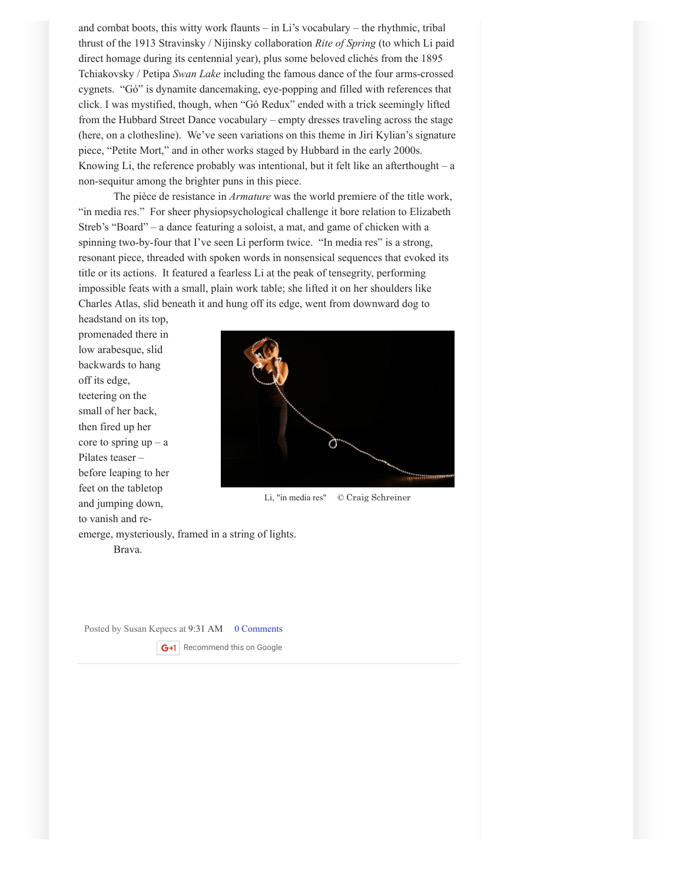and combat boots, this witty work flaunts – in Li's vocabulary – the rhythmic, tribal thrust of the 1913 Stravinsky / Nijinsky collaboration *Rite of Spring* (to which Li paid direct homage during its centennial year), plus some beloved clichés from the 1895 Tchiakovsky / Petipa *Swan Lake* including the famous dance of the four arms-crossed cygnets. "Gó" is dynamite dancemaking, eye-popping and filled with references that click. I was mystified, though, when "Gó Redux" ended with a trick seemingly lifted from the Hubbard Street Dance vocabulary – empty dresses traveling across the stage (here, on a clothesline). We've seen variations on this theme in Jirí Kylian's signature piece, "Petite Mort," and in other works staged by Hubbard in the early 2000s. Knowing Li, the reference probably was intentional, but it felt like an afterthought – a non-sequitur among the brighter puns in this piece.

The pièce de resistance in *Armature* was the world premiere of the title work, "in media res." For sheer physiopsychological challenge it bore relation to Elizabeth Streb's "Board" – a dance featuring a soloist, a mat, and game of chicken with a spinning two-by-four that I've seen Li perform twice. "In media res" is a strong, resonant piece, threaded with spoken words in nonsensical sequences that evoked its title or its actions. It featured a fearless Li at the peak of tensegrity, performing impossible feats with a small, plain work table; she lifted it on her shoulders like Charles Atlas, slid beneath it and hung off its edge, went from downward dog to headstand on its top, promenaded there in low arabesque, slid backwards to hang off its edge, teetering on the small of her back, then fired up her core to spring up – a Pilates teaser – before leaping to her feet on the tabletop and jumping down, to vanish and re-emerge, mysteriously, framed in a string of lights.

Li, "in media res" © Craig Schreiner

Brava.

Posted by Susan Kepecs at 9:31 AM 0 Comments

G+1 Recommend this on Google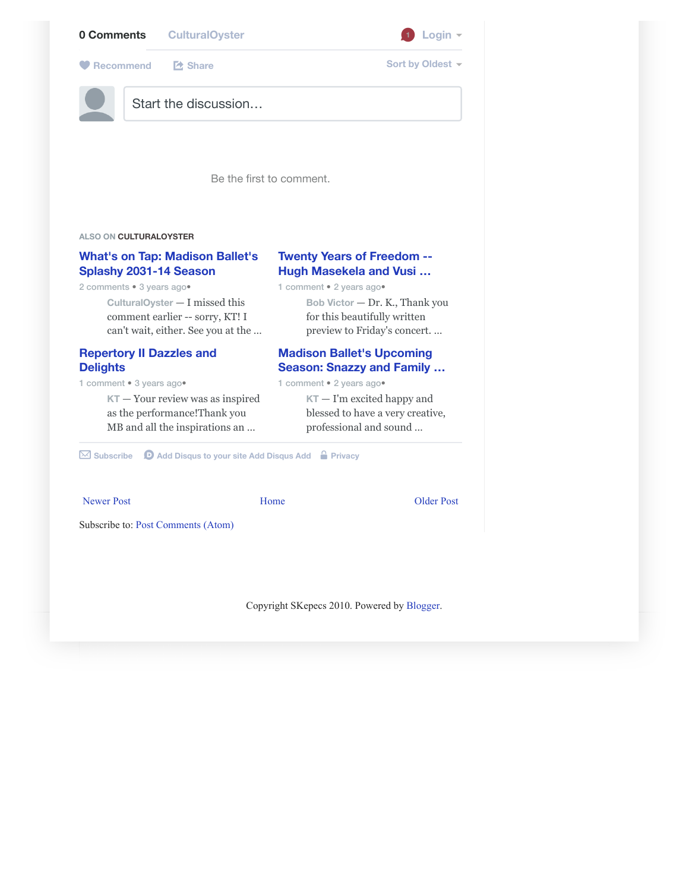**0 Comments** CulturalOyster

1 Login

Recommend Share Sort by Oldest

Start the discussion…

Be the first to comment.

ALSO ON **CULTURALOYSTER**

**What's on Tap: Madison Ballet's Splashy 2031-14 Season**

2 comments • 3 years ago•

CulturalOyster — I missed this comment earlier -- sorry, KT! I can't wait, either. See you at the ...

**Twenty Years of Freedom -- Hugh Masekela and Vusi …**

1 comment • 2 years ago•

Bob Victor — Dr. K., Thank you for this beautifully written preview to Friday's concert. ...

**Repertory II Dazzles and Delights**

1 comment • 3 years ago•

KT — Your review was as inspired as the performance!Thank you MB and all the inspirations an ...

**Madison Ballet's Upcoming Season: Snazzy and Family …**

1 comment • 2 years ago•

KT — I'm excited happy and blessed to have a very creative, professional and sound ...

Subscribe Add Disqus to your site Add Disqus Add Privacy

Newer Post Home Older Post

Subscribe to: Post Comments (Atom)

Copyright SKepecs 2010. Powered by Blogger.